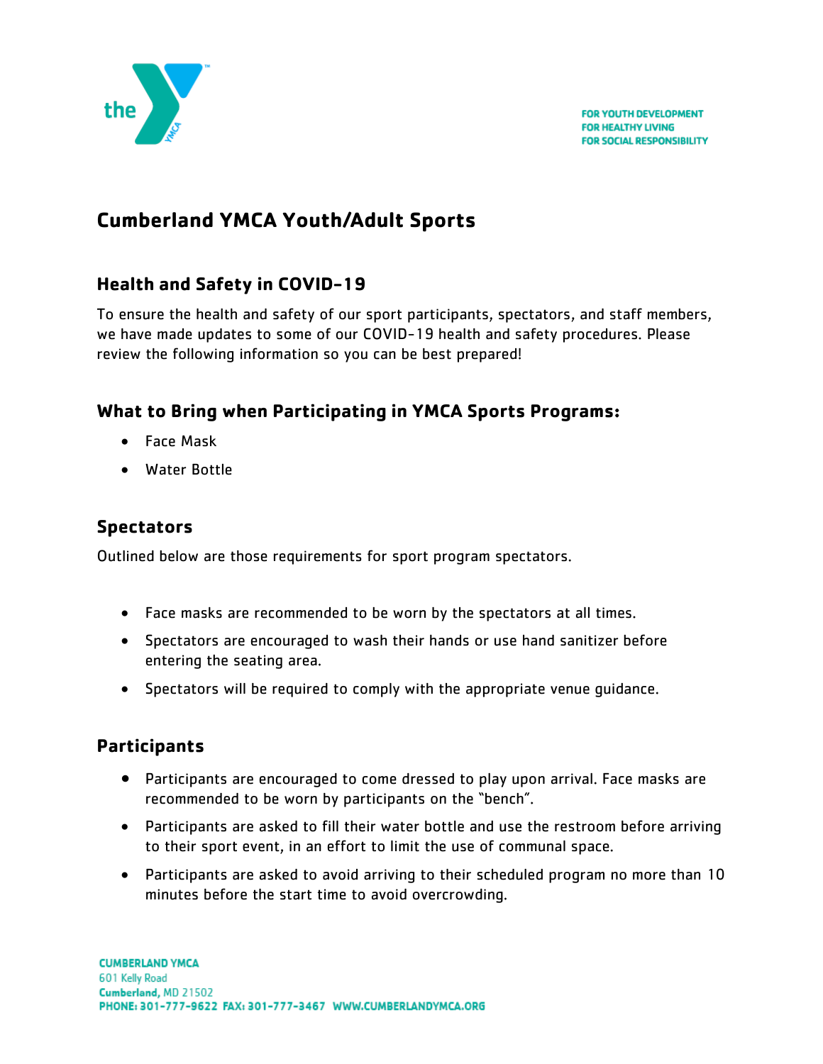FOR YOUTH DEVELOPMENT
FOR HEALTHY LIVING
FOR SOCIAL RESPONSIBILITY

# Cumberland YMCA Youth/Adult Sports

## Health and Safety in COVID-19

To ensure the health and safety of our sport participants, spectators, and staff members, we have made updates to some of our COVID-19 health and safety procedures. Please review the following information so you can be best prepared!

## What to Bring when Participating in YMCA Sports Programs:

- Face Mask
- Water Bottle

## Spectators

Outlined below are those requirements for sport program spectators.

- Face masks are recommended to be worn by the spectators at all times.
- Spectators are encouraged to wash their hands or use hand sanitizer before entering the seating area.
- Spectators will be required to comply with the appropriate venue guidance.

## Participants

- Participants are encouraged to come dressed to play upon arrival. Face masks are recommended to be worn by participants on the "bench".
- Participants are asked to fill their water bottle and use the restroom before arriving to their sport event, in an effort to limit the use of communal space.
- Participants are asked to avoid arriving to their scheduled program no more than 10 minutes before the start time to avoid overcrowding.

CUMBERLAND YMCA
601 Kelly Road
Cumberland, MD 21502
PHONE: 301-777-9622 FAX: 301-777-3467 WWW.CUMBERLANDYMCA.ORG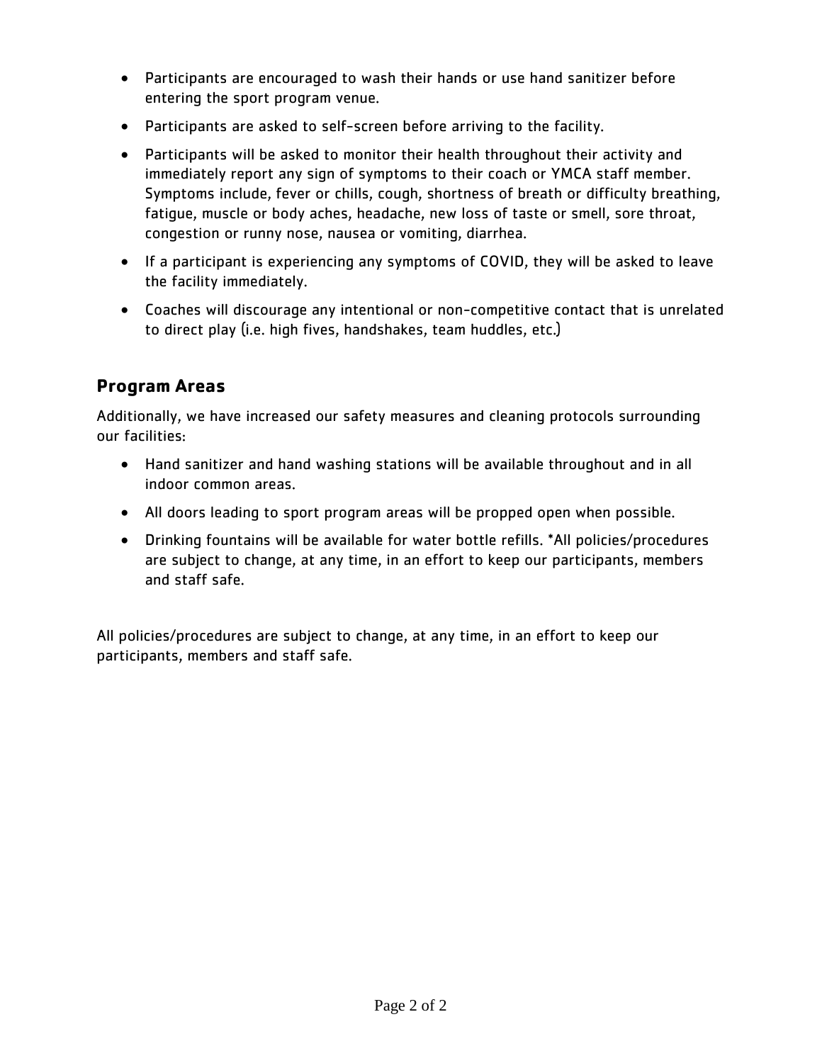- Participants are encouraged to wash their hands or use hand sanitizer before entering the sport program venue.
- Participants are asked to self-screen before arriving to the facility.
- Participants will be asked to monitor their health throughout their activity and immediately report any sign of symptoms to their coach or YMCA staff member. Symptoms include, fever or chills, cough, shortness of breath or difficulty breathing, fatigue, muscle or body aches, headache, new loss of taste or smell, sore throat, congestion or runny nose, nausea or vomiting, diarrhea.
- If a participant is experiencing any symptoms of COVID, they will be asked to leave the facility immediately.
- Coaches will discourage any intentional or non-competitive contact that is unrelated to direct play (i.e. high fives, handshakes, team huddles, etc.)

## Program Areas

Additionally, we have increased our safety measures and cleaning protocols surrounding our facilities:

- Hand sanitizer and hand washing stations will be available throughout and in all indoor common areas.
- All doors leading to sport program areas will be propped open when possible.
- Drinking fountains will be available for water bottle refills. *All policies/procedures are subject to change, at any time, in an effort to keep our participants, members and staff safe.

All policies/procedures are subject to change, at any time, in an effort to keep our participants, members and staff safe.